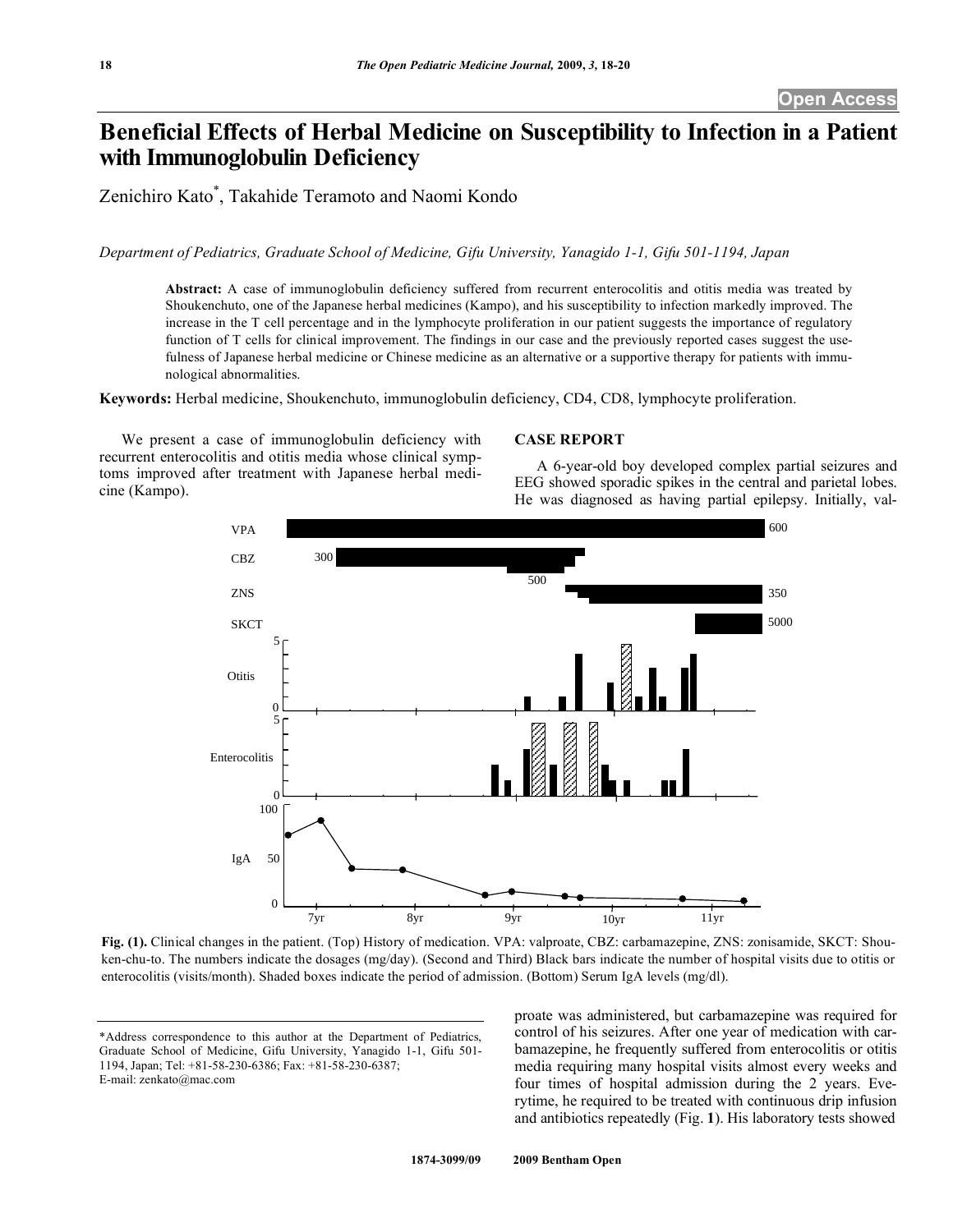# Beneficial Effects of Herbal Medicine on Susceptibility to Infection in a Patient with Immunoglobulin Deficiency

Zenichiro Kato*, Takahide Teramoto and Naomi Kondo

*Department of Pediatrics, Graduate School of Medicine, Gifu University, Yanagido 1-1, Gifu 501-1194, Japan*

**Abstract:** A case of immunoglobulin deficiency suffered from recurrent enterocolitis and otitis media was treated by Shoukenchuto, one of the Japanese herbal medicines (Kampo), and his susceptibility to infection markedly improved. The increase in the T cell percentage and in the lymphocyte proliferation in our patient suggests the importance of regulatory function of T cells for clinical improvement. The findings in our case and the previously reported cases suggest the usefulness of Japanese herbal medicine or Chinese medicine as an alternative or a supportive therapy for patients with immunological abnormalities.

**Keywords:** Herbal medicine, Shoukenchuto, immunoglobulin deficiency, CD4, CD8, lymphocyte proliferation.

We present a case of immunoglobulin deficiency with recurrent enterocolitis and otitis media whose clinical symptoms improved after treatment with Japanese herbal medicine (Kampo).

## CASE REPORT

A 6-year-old boy developed complex partial seizures and EEG showed sporadic spikes in the central and parietal lobes. He was diagnosed as having partial epilepsy. Initially, valproate was administered, but carbamazepine was required for control of his seizures. After one year of medication with carbamazepine, he frequently suffered from enterocolitis or otitis media requiring many hospital visits almost every weeks and four times of hospital admission during the 2 years. Everytime, he required to be treated with continuous drip infusion and antibiotics repeatedly (Fig. **1**). His laboratory tests showed

**Fig. (1).** Clinical changes in the patient. (Top) History of medication. VPA: valproate, CBZ: carbamazepine, ZNS: zonisamide, SKCT: Shouken-chu-to. The numbers indicate the dosages (mg/day). (Second and Third) Black bars indicate the number of hospital visits due to otitis or enterocolitis (visits/month). Shaded boxes indicate the period of admission. (Bottom) Serum IgA levels (mg/dl).

*Address correspondence to this author at the Department of Pediatrics, Graduate School of Medicine, Gifu University, Yanagido 1-1, Gifu 501-1194, Japan; Tel: +81-58-230-6386; Fax: +81-58-230-6387; E-mail: zenkato@mac.com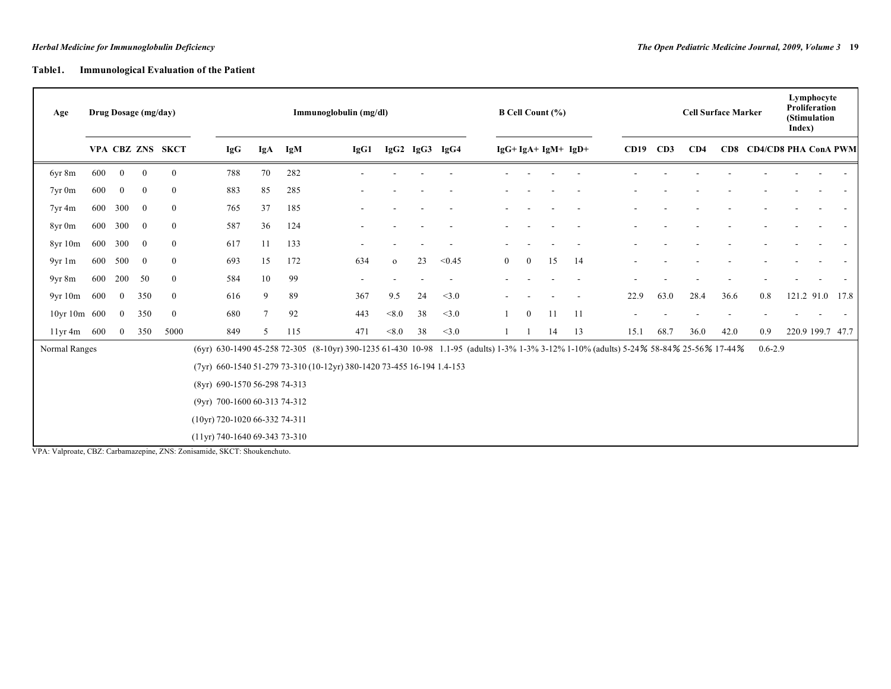**Table1. Immunological Evaluation of the Patient**

| Age | Drug Dosage (mg/day) | | | | Immunoglobulin (mg/dl) | | | | | | | B Cell Count (%) | | | | Cell Surface Marker | | | | | Lymphocyte Proliferation (Stimulation Index) | | |
|---|---|---|---|---|---|---|---|---|---|---|---|---|---|---|---|---|---|---|---|---|---|---|---|
| | VPA | CBZ | ZNS | SKCT | IgG | IgA | IgM | IgG1 | IgG2 | IgG3 | IgG4 | IgG+ | IgA+ | IgM+ | IgD+ | CD19 | CD3 | CD4 | CD8 | CD4/CD8 | PHA | ConA | PWM |
| 6yr 8m | 600 | 0 | 0 | 0 | 788 | 70 | 282 | - | - | - | - | - | - | - | - | - | - | - | - | - | - | - | - |
| 7yr 0m | 600 | 0 | 0 | 0 | 883 | 85 | 285 | - | - | - | - | - | - | - | - | - | - | - | - | - | - | - | - |
| 7yr 4m | 600 | 300 | 0 | 0 | 765 | 37 | 185 | - | - | - | - | - | - | - | - | - | - | - | - | - | - | - | - |
| 8yr 0m | 600 | 300 | 0 | 0 | 587 | 36 | 124 | - | - | - | - | - | - | - | - | - | - | - | - | - | - | - | - |
| 8yr 10m | 600 | 300 | 0 | 0 | 617 | 11 | 133 | - | - | - | - | - | - | - | - | - | - | - | - | - | - | - | - |
| 9yr 1m | 600 | 500 | 0 | 0 | 693 | 15 | 172 | 634 | o | 23 | <0.45 | 0 | 0 | 15 | 14 | - | - | - | - | - | - | - | - |
| 9yr 8m | 600 | 200 | 50 | 0 | 584 | 10 | 99 | - | - | - | - | - | - | - | - | - | - | - | - | - | - | - | - |
| 9yr 10m | 600 | 0 | 350 | 0 | 616 | 9 | 89 | 367 | 9.5 | 24 | <3.0 | - | - | - | - | 22.9 | 63.0 | 28.4 | 36.6 | 0.8 | 121.2 | 91.0 | 17.8 |
| 10yr 10m | 600 | 0 | 350 | 0 | 680 | 7 | 92 | 443 | <8.0 | 38 | <3.0 | 1 | 0 | 11 | 11 | - | - | - | - | - | - | - | - |
| 11yr 4m | 600 | 0 | 350 | 5000 | 849 | 5 | 115 | 471 | <8.0 | 38 | <3.0 | 1 | 1 | 14 | 13 | 15.1 | 68.7 | 36.0 | 42.0 | 0.9 | 220.9 | 199.7 | 47.7 |
| Normal Ranges | | | | | (6yr) 630-1490 | 45-258 | 72-305 | (8-10yr) 390-1235 | 61-430 | 10-98 | 1.1-95 | (adults) 1-3% | 1-3% | 3-12% | 1-10% | (adults) 5-24％ | 58-84％ | 25-56％ | 17-44％ | 0.6-2.9 | | | |
| | | | | | (7yr) 660-1540 | 51-279 | 73-310 | (10-12yr) 380-1420 | 73-455 | 16-194 | 1.4-153 | | | | | | | | | | | | |
| | | | | | (8yr) 690-1570 | 56-298 | 74-313 | | | | | | | | | | | | | | | | |
| | | | | | (9yr) 700-1600 | 60-313 | 74-312 | | | | | | | | | | | | | | | | |
| | | | | | (10yr) 720-1020 | 66-332 | 74-311 | | | | | | | | | | | | | | | | |
| | | | | | (11yr) 740-1640 | 69-343 | 73-310 | | | | | | | | | | | | | | | | |

VPA: Valproate, CBZ: Carbamazepine, ZNS: Zonisamide, SKCT: Shoukenchuto.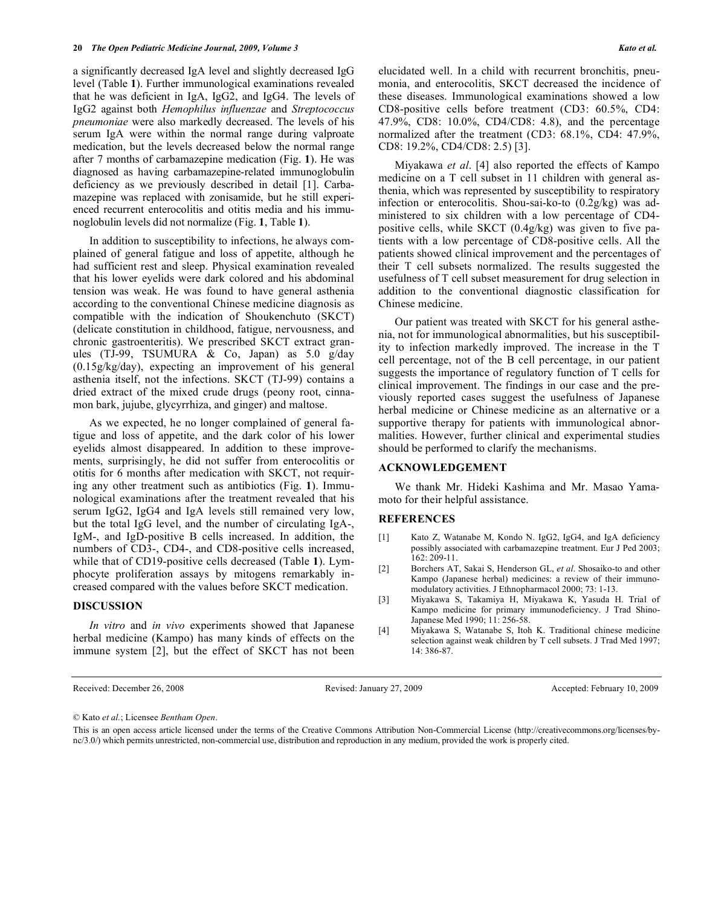a significantly decreased IgA level and slightly decreased IgG level (Table **1**). Further immunological examinations revealed that he was deficient in IgA, IgG2, and IgG4. The levels of IgG2 against both *Hemophilus influenzae* and *Streptococcus pneumoniae* were also markedly decreased. The levels of his serum IgA were within the normal range during valproate medication, but the levels decreased below the normal range after 7 months of carbamazepine medication (Fig. **1**). He was diagnosed as having carbamazepine-related immunoglobulin deficiency as we previously described in detail [1]. Carbamazepine was replaced with zonisamide, but he still experienced recurrent enterocolitis and otitis media and his immunoglobulin levels did not normalize (Fig. **1**, Table **1**).

In addition to susceptibility to infections, he always complained of general fatigue and loss of appetite, although he had sufficient rest and sleep. Physical examination revealed that his lower eyelids were dark colored and his abdominal tension was weak. He was found to have general asthenia according to the conventional Chinese medicine diagnosis as compatible with the indication of Shoukenchuto (SKCT) (delicate constitution in childhood, fatigue, nervousness, and chronic gastroenteritis). We prescribed SKCT extract granules (TJ-99, TSUMURA & Co, Japan) as 5.0 g/day (0.15g/kg/day), expecting an improvement of his general asthenia itself, not the infections. SKCT (TJ-99) contains a dried extract of the mixed crude drugs (peony root, cinnamon bark, jujube, glycyrrhiza, and ginger) and maltose.

As we expected, he no longer complained of general fatigue and loss of appetite, and the dark color of his lower eyelids almost disappeared. In addition to these improvements, surprisingly, he did not suffer from enterocolitis or otitis for 6 months after medication with SKCT, not requiring any other treatment such as antibiotics (Fig. **1**). Immunological examinations after the treatment revealed that his serum IgG2, IgG4 and IgA levels still remained very low, but the total IgG level, and the number of circulating IgA-, IgM-, and IgD-positive B cells increased. In addition, the numbers of CD3-, CD4-, and CD8-positive cells increased, while that of CD19-positive cells decreased (Table **1**). Lymphocyte proliferation assays by mitogens remarkably increased compared with the values before SKCT medication.

## DISCUSSION

*In vitro* and *in vivo* experiments showed that Japanese herbal medicine (Kampo) has many kinds of effects on the immune system [2], but the effect of SKCT has not been elucidated well. In a child with recurrent bronchitis, pneumonia, and enterocolitis, SKCT decreased the incidence of these diseases. Immunological examinations showed a low CD8-positive cells before treatment (CD3: 60.5%, CD4: 47.9%, CD8: 10.0%, CD4/CD8: 4.8), and the percentage normalized after the treatment (CD3: 68.1%, CD4: 47.9%, CD8: 19.2%, CD4/CD8: 2.5) [3].

Miyakawa *et al*. [4] also reported the effects of Kampo medicine on a T cell subset in 11 children with general asthenia, which was represented by susceptibility to respiratory infection or enterocolitis. Shou-sai-ko-to (0.2g/kg) was administered to six children with a low percentage of CD4-positive cells, while SKCT (0.4g/kg) was given to five patients with a low percentage of CD8-positive cells. All the patients showed clinical improvement and the percentages of their T cell subsets normalized. The results suggested the usefulness of T cell subset measurement for drug selection in addition to the conventional diagnostic classification for Chinese medicine.

Our patient was treated with SKCT for his general asthenia, not for immunological abnormalities, but his susceptibility to infection markedly improved. The increase in the T cell percentage, not of the B cell percentage, in our patient suggests the importance of regulatory function of T cells for clinical improvement. The findings in our case and the previously reported cases suggest the usefulness of Japanese herbal medicine or Chinese medicine as an alternative or a supportive therapy for patients with immunological abnormalities. However, further clinical and experimental studies should be performed to clarify the mechanisms.

## ACKNOWLEDGEMENT

We thank Mr. Hideki Kashima and Mr. Masao Yamamoto for their helpful assistance.

## REFERENCES

[1] Kato Z, Watanabe M, Kondo N. IgG2, IgG4, and IgA deficiency possibly associated with carbamazepine treatment. Eur J Ped 2003; 162: 209-11.

[2] Borchers AT, Sakai S, Henderson GL, *et al*. Shosaiko-to and other Kampo (Japanese herbal) medicines: a review of their immunomodulatory activities. J Ethnopharmacol 2000; 73: 1-13.

[3] Miyakawa S, Takamiya H, Miyakawa K, Yasuda H. Trial of Kampo medicine for primary immunodeficiency. J Trad Shino-Japanese Med 1990; 11: 256-58.

[4] Miyakawa S, Watanabe S, Itoh K. Traditional chinese medicine selection against weak children by T cell subsets. J Trad Med 1997; 14: 386-87.

Received: December 26, 2008 Revised: January 27, 2009 Accepted: February 10, 2009

© Kato *et al.*; Licensee *Bentham Open*.

This is an open access article licensed under the terms of the Creative Commons Attribution Non-Commercial License (http://creativecommons.org/licenses/by-nc/3.0/) which permits unrestricted, non-commercial use, distribution and reproduction in any medium, provided the work is properly cited.